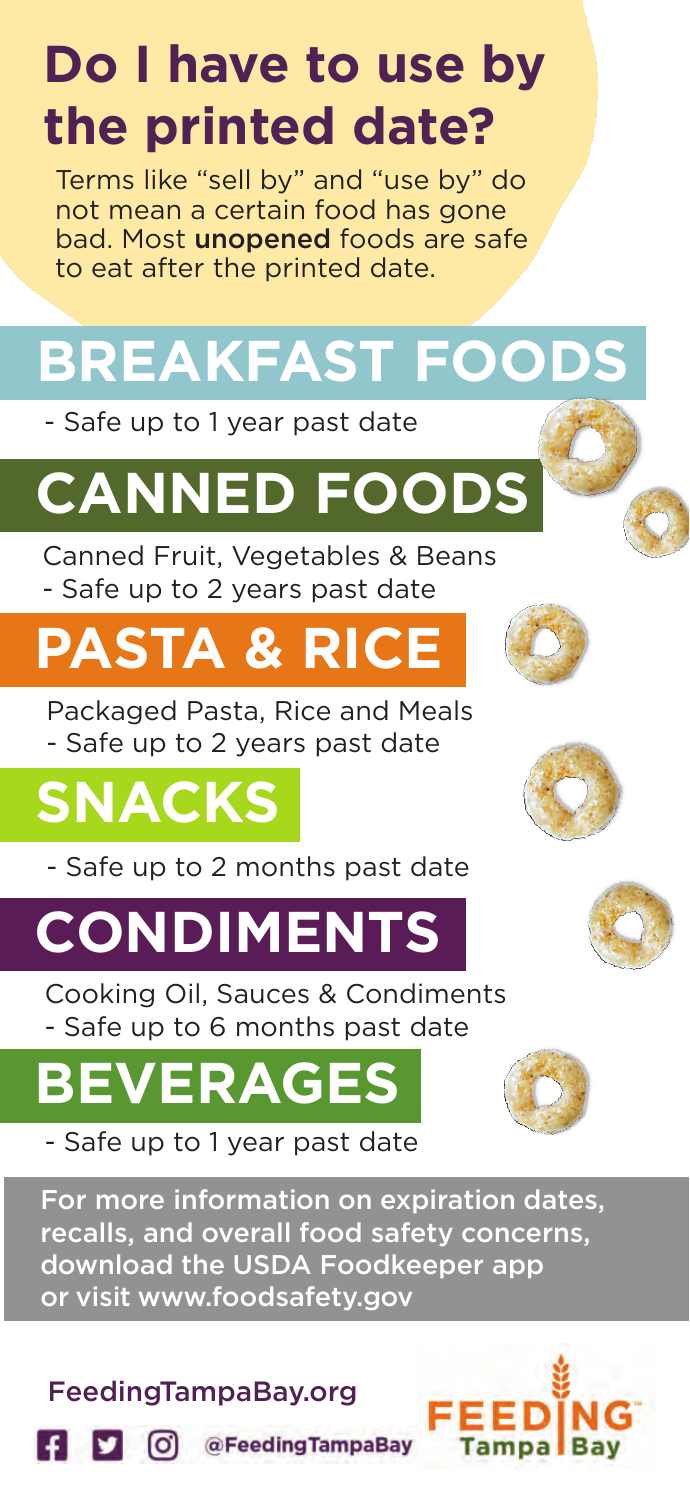# Do I have to use by the printed date?

Terms like "sell by" and "use by" do not mean a certain food has gone bad. Most **unopened** foods are safe to eat after the printed date.

## BREAKFAST FOODS

- Safe up to 1 year past date

## CANNED FOODS

Canned Fruit, Vegetables & Beans
- Safe up to 2 years past date

## PASTA & RICE

Packaged Pasta, Rice and Meals
- Safe up to 2 years past date

## SNACKS

- Safe up to 2 months past date

## CONDIMENTS

Cooking Oil, Sauces & Condiments
- Safe up to 6 months past date

## BEVERAGES

- Safe up to 1 year past date

For more information on expiration dates, recalls, and overall food safety concerns, download the USDA Foodkeeper app or visit www.foodsafety.gov

FeedingTampaBay.org

@FeedingTampaBay

FEEDING Tampa Bay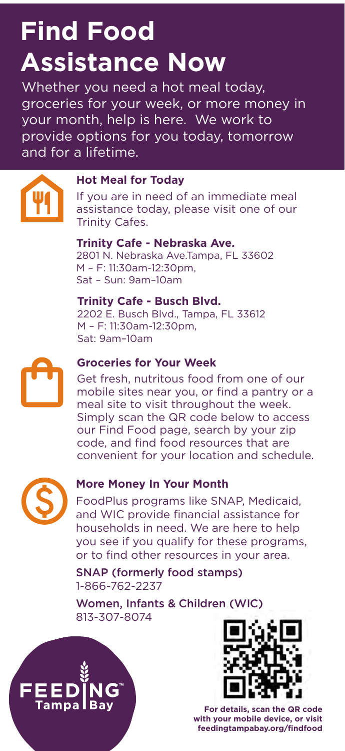# Find Food Assistance Now

Whether you need a hot meal today, groceries for your week, or more money in your month, help is here. We work to provide options for you today, tomorrow and for a lifetime.

### Hot Meal for Today

If you are in need of an immediate meal assistance today, please visit one of our Trinity Cafes.

**Trinity Cafe - Nebraska Ave.**
2801 N. Nebraska Ave.Tampa, FL 33602
M – F: 11:30am-12:30pm,
Sat – Sun: 9am–10am

**Trinity Cafe - Busch Blvd.**
2202 E. Busch Blvd., Tampa, FL 33612
M – F: 11:30am-12:30pm,
Sat: 9am–10am

### Groceries for Your Week

Get fresh, nutritous food from one of our mobile sites near you, or find a pantry or a meal site to visit throughout the week. Simply scan the QR code below to access our Find Food page, search by your zip code, and find food resources that are convenient for your location and schedule.

### More Money In Your Month

FoodPlus programs like SNAP, Medicaid, and WIC provide financial assistance for households in need. We are here to help you see if you qualify for these programs, or to find other resources in your area.

SNAP (formerly food stamps)
1-866-762-2237

Women, Infants & Children (WIC)
813-307-8074

FEEDING™ Tampa Bay

**For details, scan the QR code with your mobile device, or visit feedingtampabay.org/findfood**